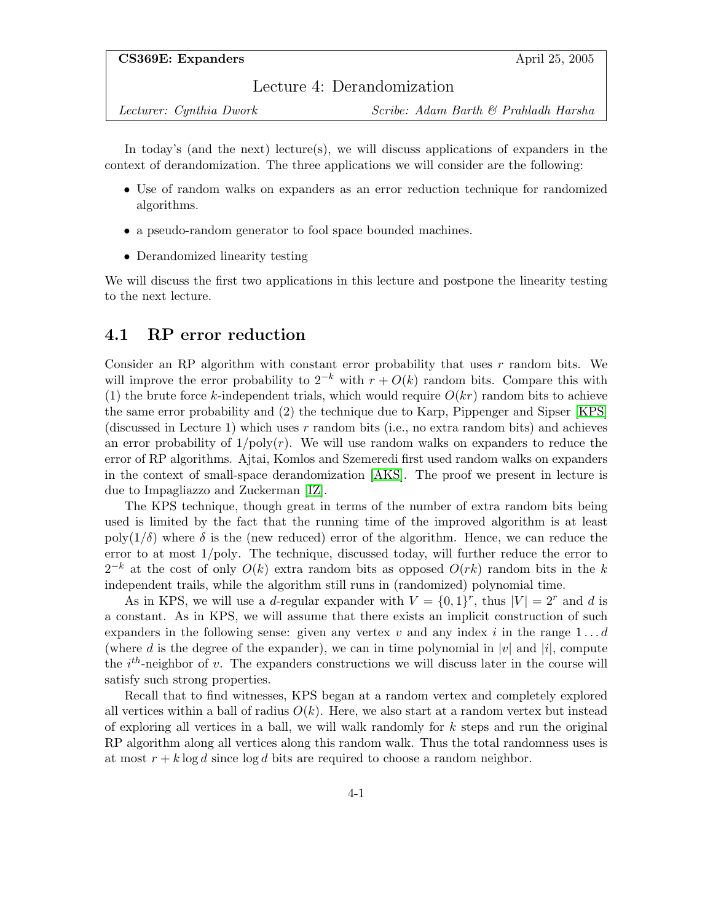**CS369E: Expanders** April 25, 2005

# Lecture 4: Derandomization

*Lecturer: Cynthia Dwork* *Scribe: Adam Barth & Prahladh Harsha*

In today's (and the next) lecture(s), we will discuss applications of expanders in the context of derandomization. The three applications we will consider are the following:

- Use of random walks on expanders as an error reduction technique for randomized algorithms.
- a pseudo-random generator to fool space bounded machines.
- Derandomized linearity testing

We will discuss the first two applications in this lecture and postpone the linearity testing to the next lecture.

## 4.1 RP error reduction

Consider an RP algorithm with constant error probability that uses $r$ random bits. We will improve the error probability to $2^{-k}$ with $r + O(k)$ random bits. Compare this with (1) the brute force $k$-independent trials, which would require $O(kr)$ random bits to achieve the same error probability and (2) the technique due to Karp, Pippenger and Sipser [KPS] (discussed in Lecture 1) which uses $r$ random bits (i.e., no extra random bits) and achieves an error probability of $1/\text{poly}(r)$. We will use random walks on expanders to reduce the error of RP algorithms. Ajtai, Komlos and Szemeredi first used random walks on expanders in the context of small-space derandomization [AKS]. The proof we present in lecture is due to Impagliazzo and Zuckerman [IZ].

The KPS technique, though great in terms of the number of extra random bits being used is limited by the fact that the running time of the improved algorithm is at least $\text{poly}(1/\delta)$ where $\delta$ is the (new reduced) error of the algorithm. Hence, we can reduce the error to at most 1/poly. The technique, discussed today, will further reduce the error to $2^{-k}$ at the cost of only $O(k)$ extra random bits as opposed $O(rk)$ random bits in the $k$ independent trails, while the algorithm still runs in (randomized) polynomial time.

As in KPS, we will use a $d$-regular expander with $V = \{0,1\}^r$, thus $|V| = 2^r$ and $d$ is a constant. As in KPS, we will assume that there exists an implicit construction of such expanders in the following sense: given any vertex $v$ and any index $i$ in the range $1 \dots d$ (where $d$ is the degree of the expander), we can in time polynomial in $|v|$ and $|i|$, compute the $i^{th}$-neighbor of $v$. The expanders constructions we will discuss later in the course will satisfy such strong properties.

Recall that to find witnesses, KPS began at a random vertex and completely explored all vertices within a ball of radius $O(k)$. Here, we also start at a random vertex but instead of exploring all vertices in a ball, we will walk randomly for $k$ steps and run the original RP algorithm along all vertices along this random walk. Thus the total randomness uses is at most $r + k \log d$ since $\log d$ bits are required to choose a random neighbor.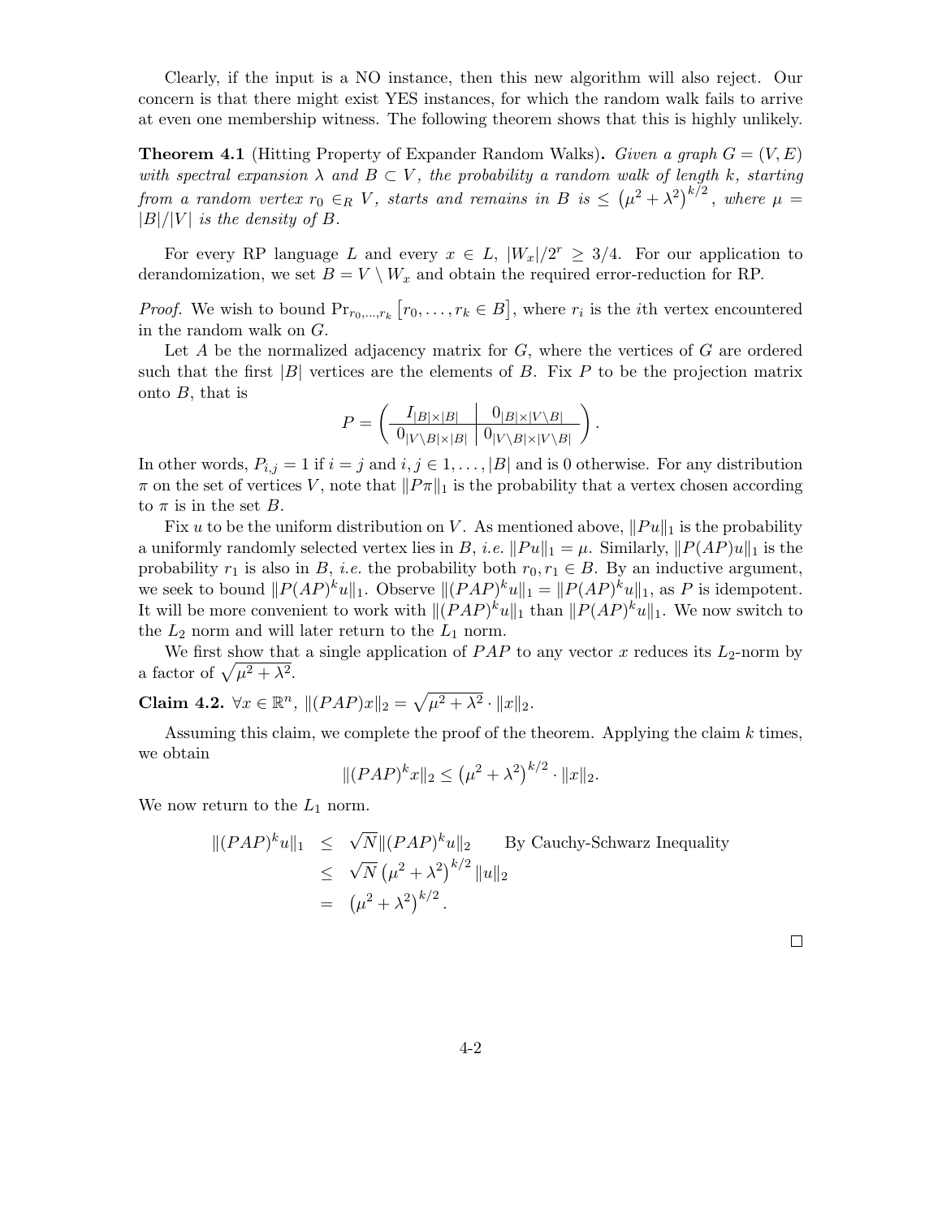Clearly, if the input is a NO instance, then this new algorithm will also reject. Our concern is that there might exist YES instances, for which the random walk fails to arrive at even one membership witness. The following theorem shows that this is highly unlikely.

**Theorem 4.1** (Hitting Property of Expander Random Walks)**.** *Given a graph $G = (V, E)$ with spectral expansion $\lambda$ and $B \subset V$, the probability a random walk of length $k$, starting from a random vertex $r_0 \in_R V$, starts and remains in $B$ is $\leq \left(\mu^2 + \lambda^2\right)^{k/2}$, where $\mu = |B|/|V|$ is the density of $B$.*

For every RP language $L$ and every $x \in L$, $|W_x|/2^r \geq 3/4$. For our application to derandomization, we set $B = V \setminus W_x$ and obtain the required error-reduction for RP.

*Proof.* We wish to bound $\Pr_{r_0,\ldots,r_k}\left[r_0, \ldots, r_k \in B\right]$, where $r_i$ is the $i$th vertex encountered in the random walk on $G$.

Let $A$ be the normalized adjacency matrix for $G$, where the vertices of $G$ are ordered such that the first $|B|$ vertices are the elements of $B$. Fix $P$ to be the projection matrix onto $B$, that is

$$P = \left( \begin{array}{c|c} I_{|B|\times|B|} & 0_{|B|\times|V\setminus B|} \\ \hline 0_{|V\setminus B|\times|B|} & 0_{|V\setminus B|\times|V\setminus B|} \end{array} \right).$$

In other words, $P_{i,j} = 1$ if $i = j$ and $i, j \in 1, \ldots, |B|$ and is 0 otherwise. For any distribution $\pi$ on the set of vertices $V$, note that $\|P\pi\|_1$ is the probability that a vertex chosen according to $\pi$ is in the set $B$.

Fix $u$ to be the uniform distribution on $V$. As mentioned above, $\|Pu\|_1$ is the probability a uniformly randomly selected vertex lies in $B$, *i.e.* $\|Pu\|_1 = \mu$. Similarly, $\|P(AP)u\|_1$ is the probability $r_1$ is also in $B$, *i.e.* the probability both $r_0, r_1 \in B$. By an inductive argument, we seek to bound $\|P(AP)^k u\|_1$. Observe $\|(PAP)^k u\|_1 = \|P(AP)^k u\|_1$, as $P$ is idempotent. It will be more convenient to work with $\|(PAP)^k u\|_1$ than $\|P(AP)^k u\|_1$. We now switch to the $L_2$ norm and will later return to the $L_1$ norm.

We first show that a single application of $PAP$ to any vector $x$ reduces its $L_2$-norm by a factor of $\sqrt{\mu^2 + \lambda^2}$.

**Claim 4.2.** $\forall x \in \mathbb{R}^n$, $\|(PAP)x\|_2 = \sqrt{\mu^2 + \lambda^2} \cdot \|x\|_2$.

Assuming this claim, we complete the proof of the theorem. Applying the claim $k$ times, we obtain

$$\|(PAP)^k x\|_2 \leq \left(\mu^2 + \lambda^2\right)^{k/2} \cdot \|x\|_2.$$

We now return to the $L_1$ norm.

$$\begin{aligned} \|(PAP)^k u\|_1 &\leq \sqrt{N}\|(PAP)^k u\|_2 \qquad \text{By Cauchy-Schwarz Inequality} \\ &\leq \sqrt{N}\left(\mu^2 + \lambda^2\right)^{k/2}\|u\|_2 \\ &= \left(\mu^2 + \lambda^2\right)^{k/2}. \end{aligned}$$

□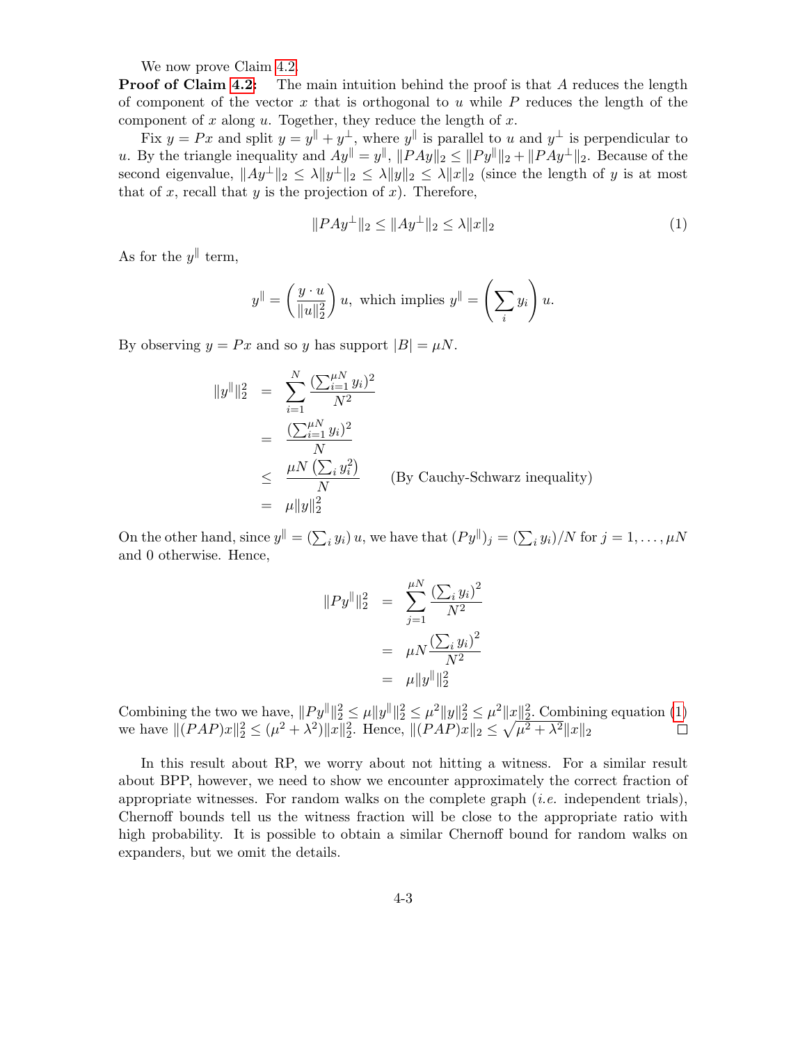We now prove Claim 4.2.

**Proof of Claim 4.2:** The main intuition behind the proof is that $A$ reduces the length of component of the vector $x$ that is orthogonal to $u$ while $P$ reduces the length of the component of $x$ along $u$. Together, they reduce the length of $x$.

Fix $y = Px$ and split $y = y^{\|} + y^{\perp}$, where $y^{\|}$ is parallel to $u$ and $y^{\perp}$ is perpendicular to $u$. By the triangle inequality and $Ay^{\|} = y^{\|}$, $\|PAy\|_2 \le \|Py^{\|}\|_2 + \|PAy^{\perp}\|_2$. Because of the second eigenvalue, $\|Ay^{\perp}\|_2 \le \lambda\|y^{\perp}\|_2 \le \lambda\|y\|_2 \le \lambda\|x\|_2$ (since the length of $y$ is at most that of $x$, recall that $y$ is the projection of $x$). Therefore,

$$\|PAy^{\perp}\|_2 \le \|Ay^{\perp}\|_2 \le \lambda\|x\|_2 \tag{1}$$

As for the $y^{\|}$ term,

$$y^{\|} = \left(\frac{y \cdot u}{\|u\|_2^2}\right) u, \text{ which implies } y^{\|} = \left(\sum_i y_i\right) u.$$

By observing $y = Px$ and so $y$ has support $|B| = \mu N$.

$$\begin{aligned}
\|y^{\|}\|_2^2 &= \sum_{i=1}^{N} \frac{(\sum_{i=1}^{\mu N} y_i)^2}{N^2} \\
&= \frac{(\sum_{i=1}^{\mu N} y_i)^2}{N} \\
&\le \frac{\mu N \left(\sum_i y_i^2\right)}{N} \qquad \text{(By Cauchy-Schwarz inequality)} \\
&= \mu\|y\|_2^2
\end{aligned}$$

On the other hand, since $y^{\|} = (\sum_i y_i)\, u$, we have that $(Py^{\|})_j = (\sum_i y_i)/N$ for $j = 1, \ldots, \mu N$ and 0 otherwise. Hence,

$$\begin{aligned}
\|Py^{\|}\|_2^2 &= \sum_{j=1}^{\mu N} \frac{\left(\sum_i y_i\right)^2}{N^2} \\
&= \mu N \frac{\left(\sum_i y_i\right)^2}{N^2} \\
&= \mu\|y^{\|}\|_2^2
\end{aligned}$$

Combining the two we have, $\|Py^{\|}\|_2^2 \le \mu\|y^{\|}\|_2^2 \le \mu^2\|y\|_2^2 \le \mu^2\|x\|_2^2$. Combining equation (1) we have $\|(PAP)x\|_2^2 \le (\mu^2 + \lambda^2)\|x\|_2^2$. Hence, $\|(PAP)x\|_2 \le \sqrt{\mu^2 + \lambda^2}\|x\|_2$ □

In this result about RP, we worry about not hitting a witness. For a similar result about BPP, however, we need to show we encounter approximately the correct fraction of appropriate witnesses. For random walks on the complete graph (*i.e.* independent trials), Chernoff bounds tell us the witness fraction will be close to the appropriate ratio with high probability. It is possible to obtain a similar Chernoff bound for random walks on expanders, but we omit the details.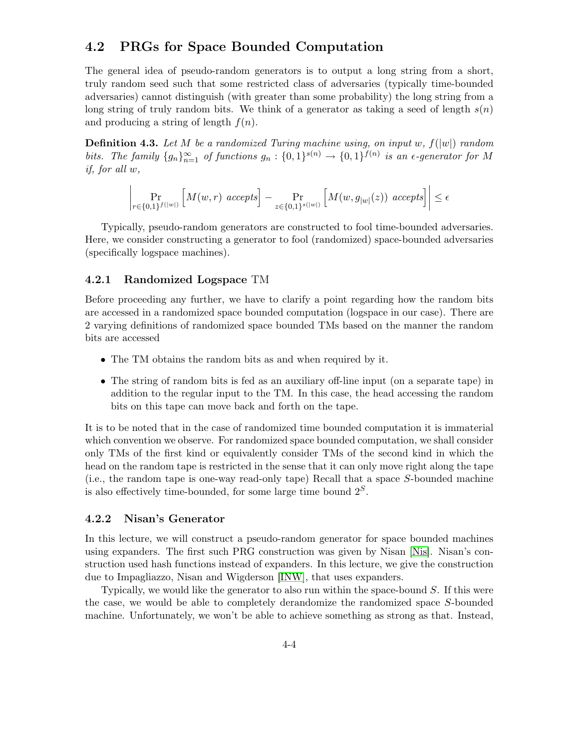## 4.2 PRGs for Space Bounded Computation

The general idea of pseudo-random generators is to output a long string from a short, truly random seed such that some restricted class of adversaries (typically time-bounded adversaries) cannot distinguish (with greater than some probability) the long string from a long string of truly random bits. We think of a generator as taking a seed of length $s(n)$ and producing a string of length $f(n)$.

**Definition 4.3.** *Let $M$ be a randomized Turing machine using, on input $w$, $f(|w|)$ random bits. The family $\{g_n\}_{n=1}^{\infty}$ of functions $g_n : \{0,1\}^{s(n)} \to \{0,1\}^{f(n)}$ is an $\epsilon$-generator for $M$ if, for all $w$,*

$$\left| \Pr_{r \in \{0,1\}^{f(|w|)}} \Big[ M(w,r) \text{ accepts} \Big] - \Pr_{z \in \{0,1\}^{s(|w|)}} \Big[ M(w, g_{|w|}(z)) \text{ accepts} \Big] \right| \leq \epsilon$$

Typically, pseudo-random generators are constructed to fool time-bounded adversaries. Here, we consider constructing a generator to fool (randomized) space-bounded adversaries (specifically logspace machines).

### 4.2.1 Randomized Logspace TM

Before proceeding any further, we have to clarify a point regarding how the random bits are accessed in a randomized space bounded computation (logspace in our case). There are 2 varying definitions of randomized space bounded TMs based on the manner the random bits are accessed

- The TM obtains the random bits as and when required by it.
- The string of random bits is fed as an auxiliary off-line input (on a separate tape) in addition to the regular input to the TM. In this case, the head accessing the random bits on this tape can move back and forth on the tape.

It is to be noted that in the case of randomized time bounded computation it is immaterial which convention we observe. For randomized space bounded computation, we shall consider only TMs of the first kind or equivalently consider TMs of the second kind in which the head on the random tape is restricted in the sense that it can only move right along the tape (i.e., the random tape is one-way read-only tape) Recall that a space $S$-bounded machine is also effectively time-bounded, for some large time bound $2^S$.

### 4.2.2 Nisan's Generator

In this lecture, we will construct a pseudo-random generator for space bounded machines using expanders. The first such PRG construction was given by Nisan [Nis]. Nisan's construction used hash functions instead of expanders. In this lecture, we give the construction due to Impagliazzo, Nisan and Wigderson [INW], that uses expanders.

Typically, we would like the generator to also run within the space-bound $S$. If this were the case, we would be able to completely derandomize the randomized space $S$-bounded machine. Unfortunately, we won't be able to achieve something as strong as that. Instead,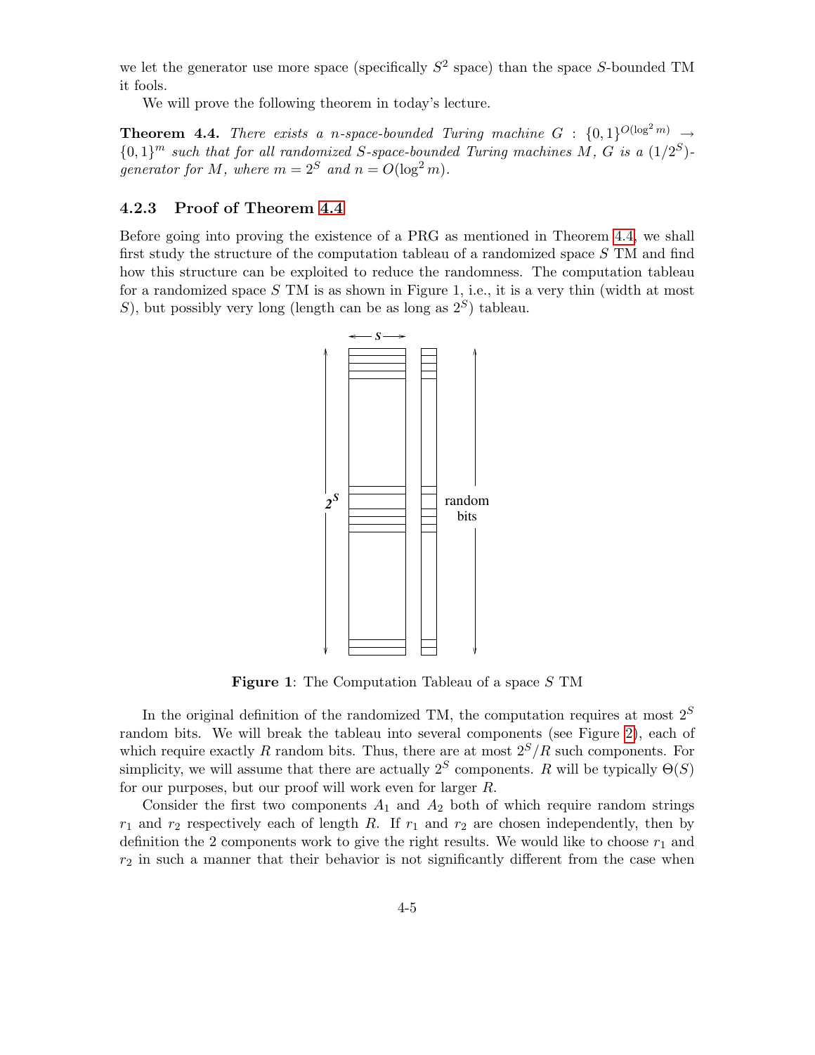we let the generator use more space (specifically $S^2$ space) than the space $S$-bounded TM it fools.

We will prove the following theorem in today's lecture.

**Theorem 4.4.** *There exists a $n$-space-bounded Turing machine $G : \{0,1\}^{O(\log^2 m)} \to \{0,1\}^m$ such that for all randomized $S$-space-bounded Turing machines $M$, $G$ is a $(1/2^S)$-generator for $M$, where $m = 2^S$ and $n = O(\log^2 m)$.*

### 4.2.3 Proof of Theorem 4.4

Before going into proving the existence of a PRG as mentioned in Theorem 4.4, we shall first study the structure of the computation tableau of a randomized space $S$ TM and find how this structure can be exploited to reduce the randomness. The computation tableau for a randomized space $S$ TM is as shown in Figure 1, i.e., it is a very thin (width at most $S$), but possibly very long (length can be as long as $2^S$) tableau.

**Figure 1**: The Computation Tableau of a space $S$ TM

In the original definition of the randomized TM, the computation requires at most $2^S$ random bits. We will break the tableau into several components (see Figure 2), each of which require exactly $R$ random bits. Thus, there are at most $2^S/R$ such components. For simplicity, we will assume that there are actually $2^S$ components. $R$ will be typically $\Theta(S)$ for our purposes, but our proof will work even for larger $R$.

Consider the first two components $A_1$ and $A_2$ both of which require random strings $r_1$ and $r_2$ respectively each of length $R$. If $r_1$ and $r_2$ are chosen independently, then by definition the 2 components work to give the right results. We would like to choose $r_1$ and $r_2$ in such a manner that their behavior is not significantly different from the case when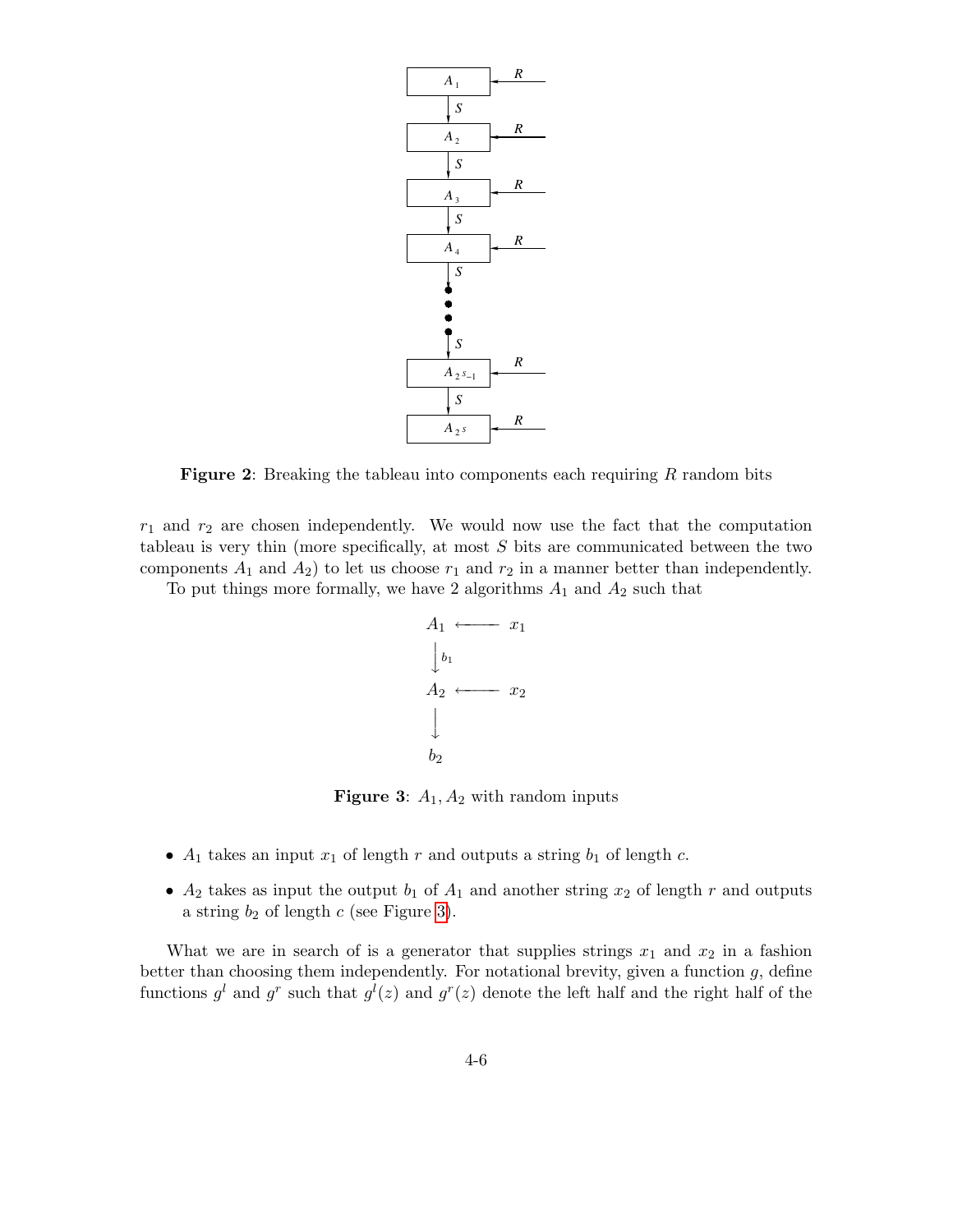**Figure 2**: Breaking the tableau into components each requiring $R$ random bits

$r_1$ and $r_2$ are chosen independently. We would now use the fact that the computation tableau is very thin (more specifically, at most $S$ bits are communicated between the two components $A_1$ and $A_2$) to let us choose $r_1$ and $r_2$ in a manner better than independently.

To put things more formally, we have 2 algorithms $A_1$ and $A_2$ such that

**Figure 3**: $A_1, A_2$ with random inputs

- $A_1$ takes an input $x_1$ of length $r$ and outputs a string $b_1$ of length $c$.
- $A_2$ takes as input the output $b_1$ of $A_1$ and another string $x_2$ of length $r$ and outputs a string $b_2$ of length $c$ (see Figure 3).

What we are in search of is a generator that supplies strings $x_1$ and $x_2$ in a fashion better than choosing them independently. For notational brevity, given a function $g$, define functions $g^l$ and $g^r$ such that $g^l(z)$ and $g^r(z)$ denote the left half and the right half of the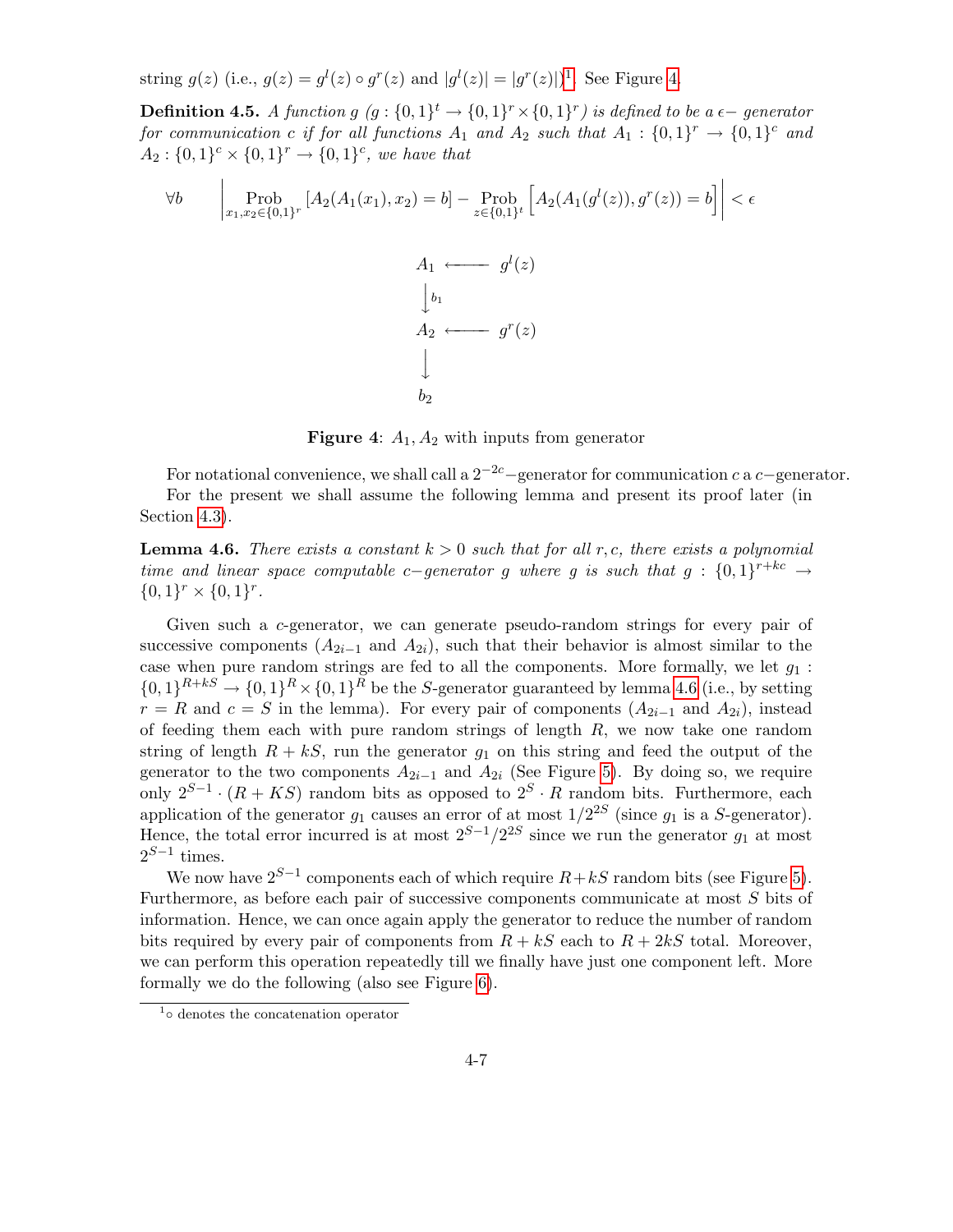string $g(z)$ (i.e., $g(z) = g^l(z) \circ g^r(z)$ and $|g^l(z)| = |g^r(z)|$)[1]. See Figure 4.

**Definition 4.5.** *A function $g$ ($g : \{0,1\}^t \rightarrow \{0,1\}^r \times \{0,1\}^r$) is defined to be a $\epsilon-$ generator for communication $c$ if for all functions $A_1$ and $A_2$ such that $A_1 : \{0,1\}^r \rightarrow \{0,1\}^c$ and $A_2 : \{0,1\}^c \times \{0,1\}^r \rightarrow \{0,1\}^c$, we have that*

$$\forall b \qquad \left| \operatorname*{Prob}_{x_1, x_2 \in \{0,1\}^r} [A_2(A_1(x_1), x_2) = b] - \operatorname*{Prob}_{z \in \{0,1\}^t} \left[ A_2(A_1(g^l(z)), g^r(z)) = b \right] \right| < \epsilon$$

$$\begin{array}{ccc} A_1 & \longleftarrow & g^l(z) \\ \big\downarrow {\scriptstyle b_1} & & \\ A_2 & \longleftarrow & g^r(z) \\ \big\downarrow & & \\ b_2 & & \end{array}$$

**Figure 4**: $A_1, A_2$ with inputs from generator

For notational convenience, we shall call a $2^{-2c}-$generator for communication $c$ a $c-$generator.

For the present we shall assume the following lemma and present its proof later (in Section 4.3).

**Lemma 4.6.** *There exists a constant $k > 0$ such that for all $r, c$, there exists a polynomial time and linear space computable $c-$generator $g$ where $g$ is such that $g : \{0,1\}^{r+kc} \rightarrow \{0,1\}^r \times \{0,1\}^r$.*

Given such a $c$-generator, we can generate pseudo-random strings for every pair of successive components ($A_{2i-1}$ and $A_{2i}$), such that their behavior is almost similar to the case when pure random strings are fed to all the components. More formally, we let $g_1 : \{0,1\}^{R+kS} \rightarrow \{0,1\}^R \times \{0,1\}^R$ be the $S$-generator guaranteed by lemma 4.6 (i.e., by setting $r = R$ and $c = S$ in the lemma). For every pair of components ($A_{2i-1}$ and $A_{2i}$), instead of feeding them each with pure random strings of length $R$, we now take one random string of length $R + kS$, run the generator $g_1$ on this string and feed the output of the generator to the two components $A_{2i-1}$ and $A_{2i}$ (See Figure 5). By doing so, we require only $2^{S-1} \cdot (R + KS)$ random bits as opposed to $2^S \cdot R$ random bits. Furthermore, each application of the generator $g_1$ causes an error of at most $1/2^{2S}$ (since $g_1$ is a $S$-generator). Hence, the total error incurred is at most $2^{S-1}/2^{2S}$ since we run the generator $g_1$ at most $2^{S-1}$ times.

We now have $2^{S-1}$ components each of which require $R + kS$ random bits (see Figure 5). Furthermore, as before each pair of successive components communicate at most $S$ bits of information. Hence, we can once again apply the generator to reduce the number of random bits required by every pair of components from $R + kS$ each to $R + 2kS$ total. Moreover, we can perform this operation repeatedly till we finally have just one component left. More formally we do the following (also see Figure 6).

[1] $\circ$ denotes the concatenation operator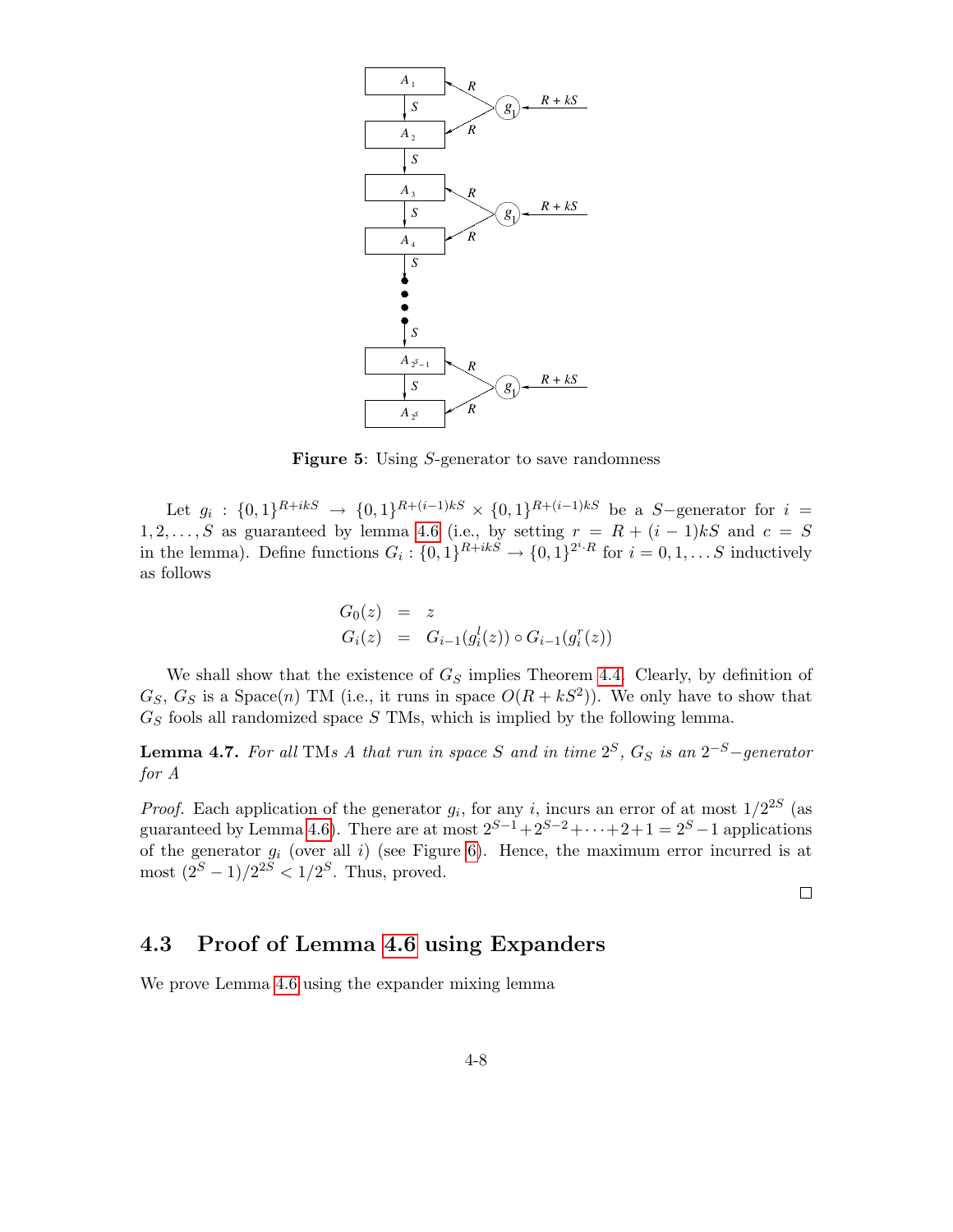**Figure 5**: Using $S$-generator to save randomness

Let $g_i : \{0,1\}^{R+ikS} \rightarrow \{0,1\}^{R+(i-1)kS} \times \{0,1\}^{R+(i-1)kS}$ be a $S-$generator for $i = 1, 2, \ldots, S$ as guaranteed by lemma 4.6 (i.e., by setting $r = R + (i-1)kS$ and $c = S$ in the lemma). Define functions $G_i : \{0,1\}^{R+ikS} \rightarrow \{0,1\}^{2^i \cdot R}$ for $i = 0, 1, \ldots S$ inductively as follows

$$
\begin{aligned}
G_0(z) &= z \\
G_i(z) &= G_{i-1}(g_i^l(z)) \circ G_{i-1}(g_i^r(z))
\end{aligned}
$$

We shall show that the existence of $G_S$ implies Theorem 4.4. Clearly, by definition of $G_S$, $G_S$ is a Space($n$) TM (i.e., it runs in space $O(R + kS^2)$). We only have to show that $G_S$ fools all randomized space $S$ TMs, which is implied by the following lemma.

**Lemma 4.7.** *For all* TMs *$A$ that run in space $S$ and in time $2^S$, $G_S$ is an $2^{-S}-$generator for $A$*

*Proof.* Each application of the generator $g_i$, for any $i$, incurs an error of at most $1/2^{2S}$ (as guaranteed by Lemma 4.6). There are at most $2^{S-1} + 2^{S-2} + \cdots + 2 + 1 = 2^S - 1$ applications of the generator $g_i$ (over all $i$) (see Figure 6). Hence, the maximum error incurred is at most $(2^S - 1)/2^{2S} < 1/2^S$. Thus, proved. □

## 4.3 Proof of Lemma 4.6 using Expanders

We prove Lemma 4.6 using the expander mixing lemma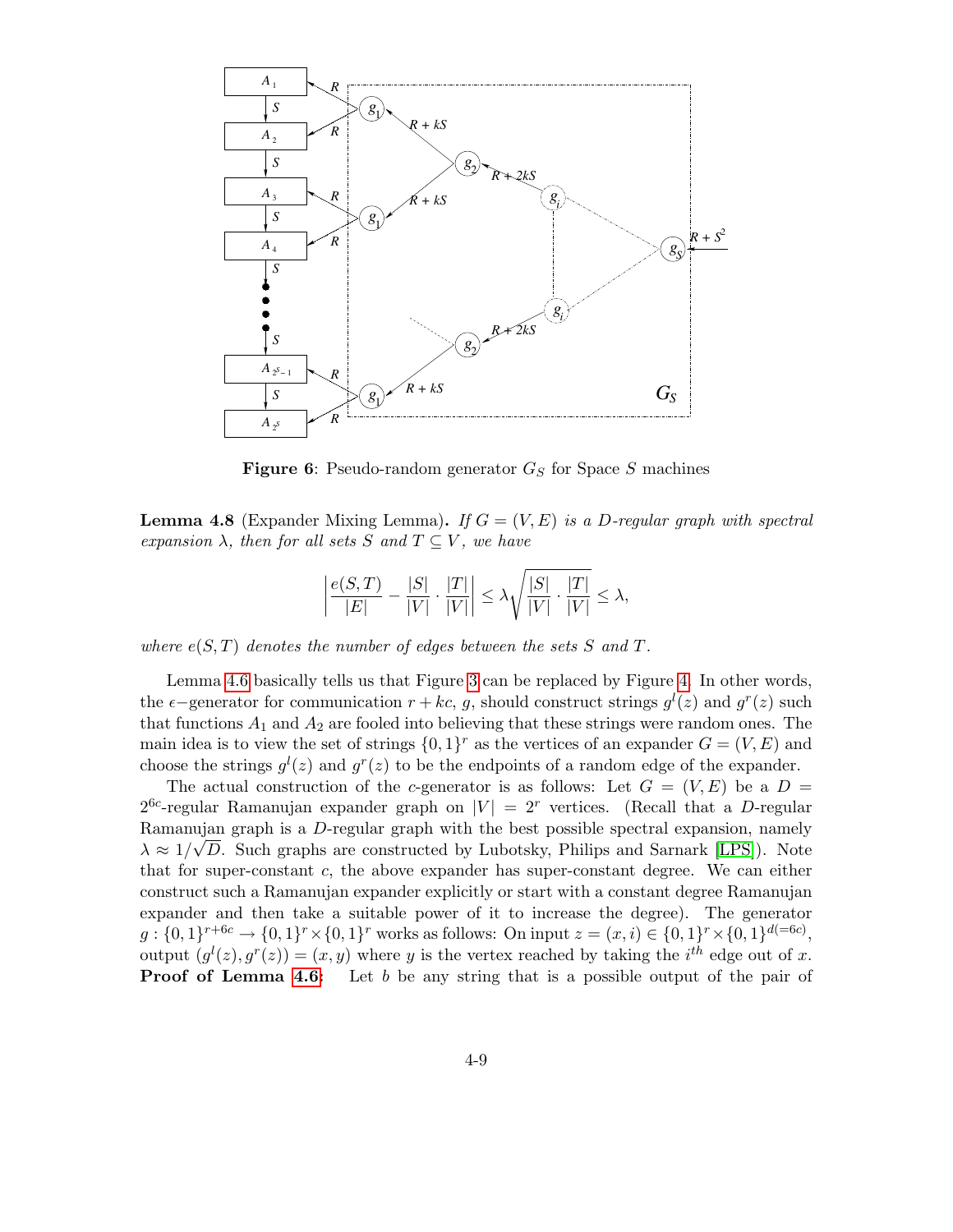**Figure 6**: Pseudo-random generator $G_S$ for Space $S$ machines

**Lemma 4.8** (Expander Mixing Lemma)**.** *If $G = (V, E)$ is a $D$-regular graph with spectral expansion $\lambda$, then for all sets $S$ and $T \subseteq V$, we have*

$$\left| \frac{e(S,T)}{|E|} - \frac{|S|}{|V|} \cdot \frac{|T|}{|V|} \right| \leq \lambda \sqrt{\frac{|S|}{|V|} \cdot \frac{|T|}{|V|}} \leq \lambda,$$

*where $e(S, T)$ denotes the number of edges between the sets $S$ and $T$.*

Lemma 4.6 basically tells us that Figure 3 can be replaced by Figure 4. In other words, the $\epsilon$−generator for communication $r + kc$, $g$, should construct strings $g^l(z)$ and $g^r(z)$ such that functions $A_1$ and $A_2$ are fooled into believing that these strings were random ones. The main idea is to view the set of strings $\{0,1\}^r$ as the vertices of an expander $G = (V, E)$ and choose the strings $g^l(z)$ and $g^r(z)$ to be the endpoints of a random edge of the expander.

The actual construction of the $c$-generator is as follows: Let $G = (V, E)$ be a $D = 2^{6c}$-regular Ramanujan expander graph on $|V| = 2^r$ vertices. (Recall that a $D$-regular Ramanujan graph is a $D$-regular graph with the best possible spectral expansion, namely $\lambda \approx 1/\sqrt{D}$. Such graphs are constructed by Lubotsky, Philips and Sarnark [LPS]). Note that for super-constant $c$, the above expander has super-constant degree. We can either construct such a Ramanujan expander explicitly or start with a constant degree Ramanujan expander and then take a suitable power of it to increase the degree). The generator $g : \{0,1\}^{r+6c} \to \{0,1\}^r \times \{0,1\}^r$ works as follows: On input $z = (x, i) \in \{0,1\}^r \times \{0,1\}^{d(=6c)}$, output $(g^l(z), g^r(z)) = (x, y)$ where $y$ is the vertex reached by taking the $i^{th}$ edge out of $x$.

**Proof of Lemma 4.6:** Let $b$ be any string that is a possible output of the pair of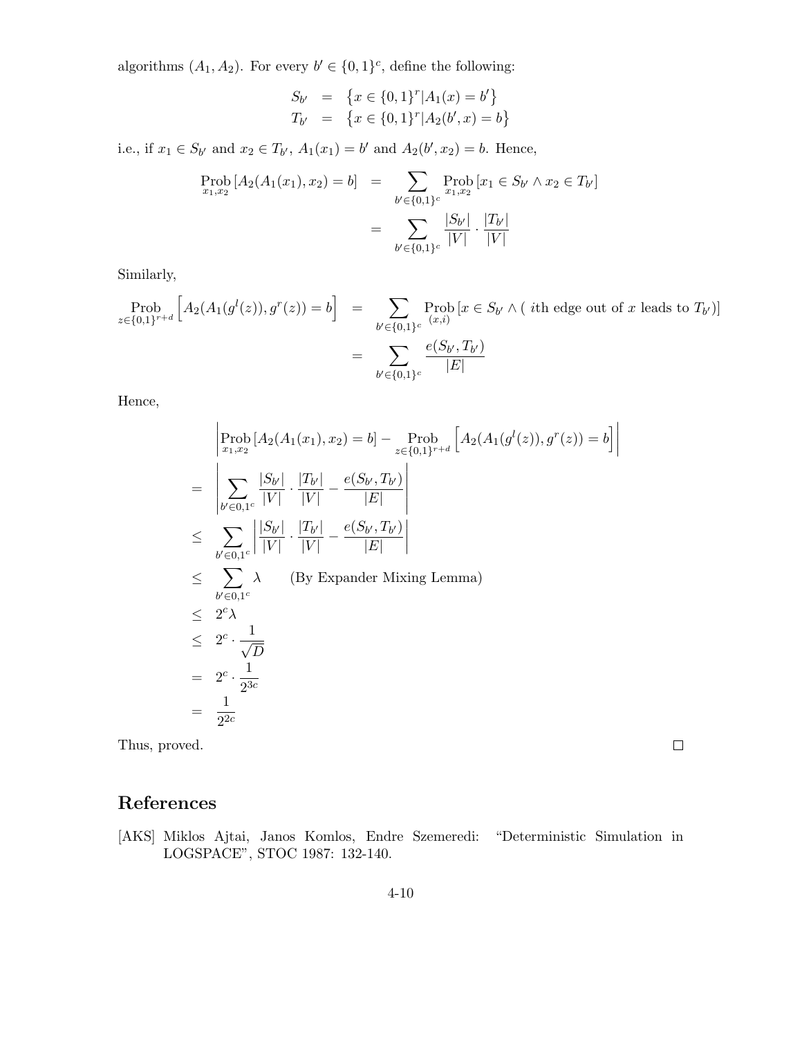algorithms $(A_1, A_2)$. For every $b' \in \{0,1\}^c$, define the following:

$$
\begin{aligned}
S_{b'} &= \left\{x \in \{0,1\}^r | A_1(x) = b'\right\} \\
T_{b'} &= \left\{x \in \{0,1\}^r | A_2(b', x) = b\right\}
\end{aligned}
$$

i.e., if $x_1 \in S_{b'}$ and $x_2 \in T_{b'}$, $A_1(x_1) = b'$ and $A_2(b', x_2) = b$. Hence,

$$
\begin{aligned}
\operatorname*{Prob}_{x_1,x_2}\left[A_2(A_1(x_1), x_2) = b\right] &= \sum_{b' \in \{0,1\}^c} \operatorname*{Prob}_{x_1,x_2}\left[x_1 \in S_{b'} \wedge x_2 \in T_{b'}\right] \\
&= \sum_{b' \in \{0,1\}^c} \frac{|S_{b'}|}{|V|} \cdot \frac{|T_{b'}|}{|V|}
\end{aligned}
$$

Similarly,

$$
\begin{aligned}
\operatorname*{Prob}_{z \in \{0,1\}^{r+d}}\left[A_2(A_1(g^l(z)), g^r(z)) = b\right] &= \sum_{b' \in \{0,1\}^c} \operatorname*{Prob}_{(x,i)}\left[x \in S_{b'} \wedge (\text{ } i\text{th edge out of } x \text{ leads to } T_{b'})\right] \\
&= \sum_{b' \in \{0,1\}^c} \frac{e(S_{b'}, T_{b'})}{|E|}
\end{aligned}
$$

Hence,

$$
\begin{aligned}
& \left| \operatorname*{Prob}_{x_1,x_2}\left[A_2(A_1(x_1), x_2) = b\right] - \operatorname*{Prob}_{z \in \{0,1\}^{r+d}}\left[A_2(A_1(g^l(z)), g^r(z)) = b\right] \right| \\
=& \left| \sum_{b' \in 0,1^c} \frac{|S_{b'}|}{|V|} \cdot \frac{|T_{b'}|}{|V|} - \frac{e(S_{b'}, T_{b'})}{|E|} \right| \\
\leq& \sum_{b' \in 0,1^c} \left| \frac{|S_{b'}|}{|V|} \cdot \frac{|T_{b'}|}{|V|} - \frac{e(S_{b'}, T_{b'})}{|E|} \right| \\
\leq& \sum_{b' \in 0,1^c} \lambda \qquad \text{(By Expander Mixing Lemma)} \\
\leq& \ 2^c \lambda \\
\leq& \ 2^c \cdot \frac{1}{\sqrt{D}} \\
=& \ 2^c \cdot \frac{1}{2^{3c}} \\
=& \ \frac{1}{2^{2c}}
\end{aligned}
$$

Thus, proved. □

## References

[AKS] Miklos Ajtai, Janos Komlos, Endre Szemeredi: "Deterministic Simulation in LOGSPACE", STOC 1987: 132-140.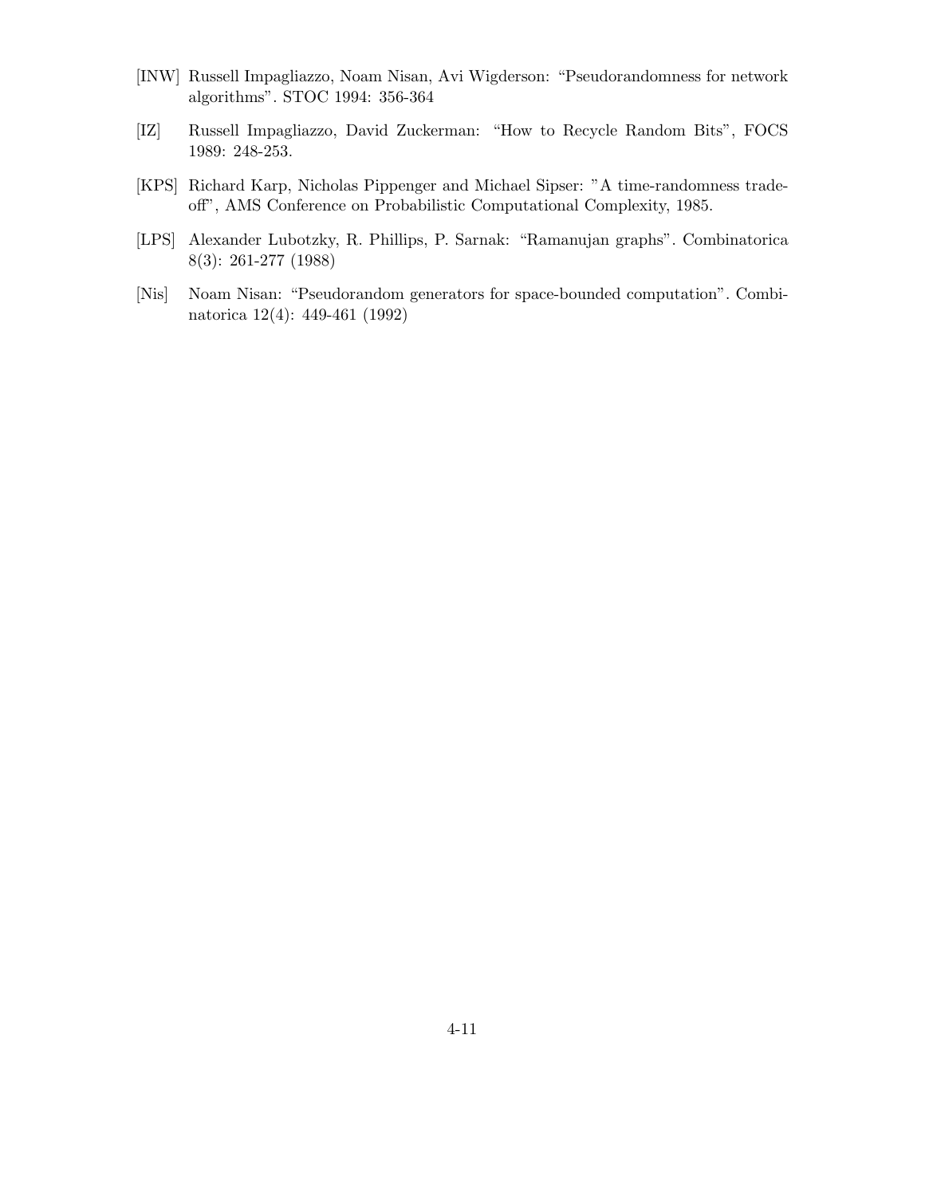[INW] Russell Impagliazzo, Noam Nisan, Avi Wigderson: "Pseudorandomness for network algorithms". STOC 1994: 356-364

[IZ] Russell Impagliazzo, David Zuckerman: "How to Recycle Random Bits", FOCS 1989: 248-253.

[KPS] Richard Karp, Nicholas Pippenger and Michael Sipser: "A time-randomness tradeoff", AMS Conference on Probabilistic Computational Complexity, 1985.

[LPS] Alexander Lubotzky, R. Phillips, P. Sarnak: "Ramanujan graphs". Combinatorica 8(3): 261-277 (1988)

[Nis] Noam Nisan: "Pseudorandom generators for space-bounded computation". Combinatorica 12(4): 449-461 (1992)